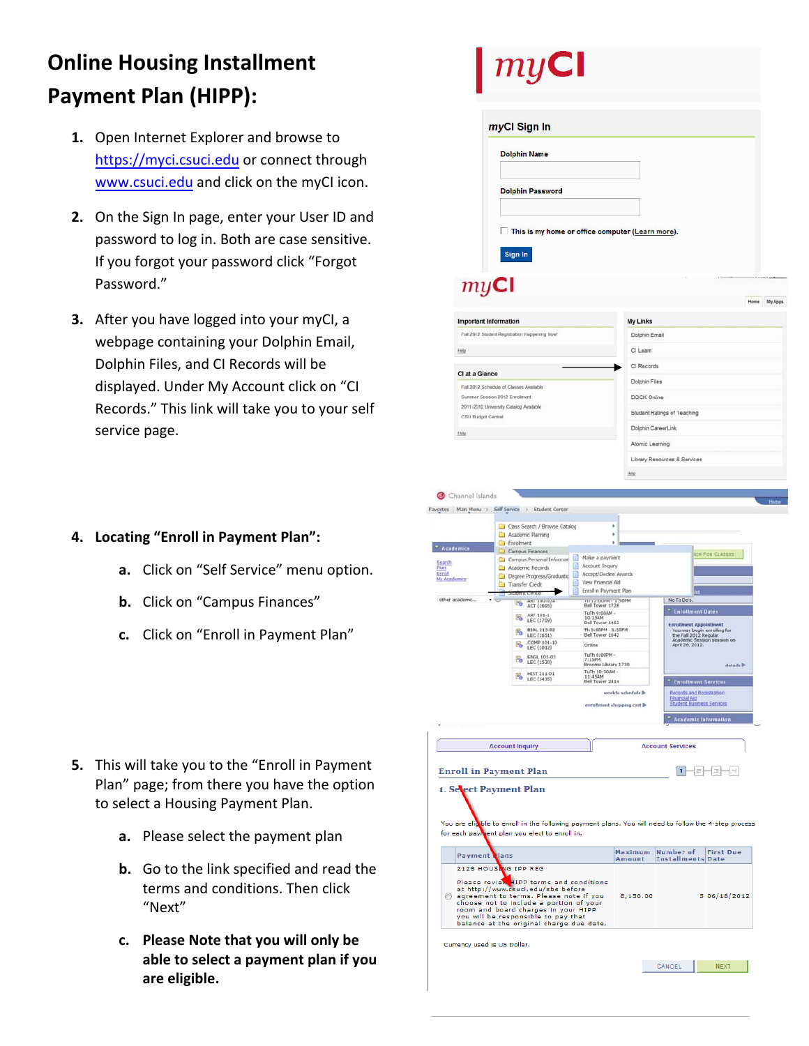# Online Housing Installment Payment Plan (HIPP):

1. Open Internet Explorer and browse to https://myci.csuci.edu or connect through www.csuci.edu and click on the myCI icon.
2. On the Sign In page, enter your User ID and password to log in. Both are case sensitive. If you forgot your password click "Forgot Password."
3. After you have logged into your myCI, a webpage containing your Dolphin Email, Dolphin Files, and CI Records will be displayed. Under My Account click on "CI Records." This link will take you to your self service page.
4. **Locating "Enroll in Payment Plan":**
   a. Click on "Self Service" menu option.
   b. Click on "Campus Finances"
   c. Click on "Enroll in Payment Plan"
5. This will take you to the "Enroll in Payment Plan" page; from there you have the option to select a Housing Payment Plan.
   a. Please select the payment plan
   b. Go to the link specified and read the terms and conditions. Then click "Next"
   c. **Please Note that you will only be able to select a payment plan if you are eligible.**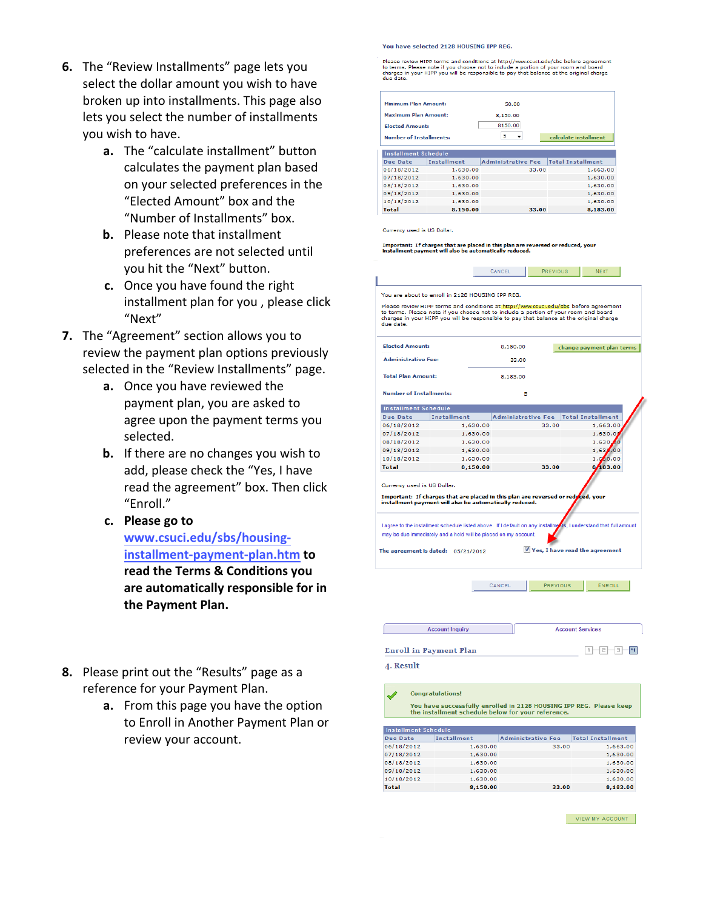6. The "Review Installments" page lets you select the dollar amount you wish to have broken up into installments. This page also lets you select the number of installments you wish to have.
   a. The "calculate installment" button calculates the payment plan based on your selected preferences in the "Elected Amount" box and the "Number of Installments" box.
   b. Please note that installment preferences are not selected until you hit the "Next" button.
   c. Once you have found the right installment plan for you , please click "Next"

You have selected 2128 HOUSING IPP REG.

Please review HIPP terms and conditions at http://www.csuci.edu/sbs before agreement to terms. Please note if you choose not to include a portion of your room and board charges in your HIPP you will be responsible to pay that balance at the original charge due date.

| | |
|---|---|
| Minimum Plan Amount: | 50.00 |
| Maximum Plan Amount: | 8,150.00 |
| Elected Amount: | 8150.00 |
| Number of Installments: | 5 |

calculate installment

Installment Schedule

| Due Date | Installment | Administrative Fee | Total Installment |
|---|---|---|---|
| 06/18/2012 | 1,630.00 | 33.00 | 1,663.00 |
| 07/18/2012 | 1,630.00 | | 1,630.00 |
| 08/18/2012 | 1,630.00 | | 1,630.00 |
| 09/18/2012 | 1,630.00 | | 1,630.00 |
| 10/18/2012 | 1,630.00 | | 1,630.00 |
| Total | 8,150.00 | 33.00 | 8,183.00 |

Currency used is US Dollar.

Important: If charges that are placed in this plan are reversed or reduced, your installment payment will also be automatically reduced.

CANCEL PREVIOUS NEXT

7. The "Agreement" section allows you to review the payment plan options previously selected in the "Review Installments" page.
   a. Once you have reviewed the payment plan, you are asked to agree upon the payment terms you selected.
   b. If there are no changes you wish to add, please check the "Yes, I have read the agreement" box. Then click "Enroll."
   c. **Please go to [www.csuci.edu/sbs/housing-installment-payment-plan.htm](www.csuci.edu/sbs/housing-installment-payment-plan.htm) to read the Terms & Conditions you are automatically responsible for in the Payment Plan.**

You are about to enroll in 2128 HOUSING IPP REG.

Please review HIPP terms and conditions at http://www.csuci.edu/sbs before agreement to terms. Please note if you choose not to include a portion of your room and board charges in your HIPP you will be responsible to pay that balance at the original charge due date.

| | |
|---|---|
| Elected Amount: | 8,150.00 |
| Administrative Fee: | 33.00 |
| Total Plan Amount: | 8,183.00 |
| Number of Installments: | 5 |

change payment plan terms

Installment Schedule

| Due Date | Installment | Administrative Fee | Total Installment |
|---|---|---|---|
| 06/18/2012 | 1,630.00 | 33.00 | 1,663.00 |
| 07/18/2012 | 1,630.00 | | 1,630.00 |
| 08/18/2012 | 1,630.00 | | 1,630.00 |
| 09/18/2012 | 1,630.00 | | 1,630.00 |
| 10/18/2012 | 1,630.00 | | 1,630.00 |
| Total | 8,150.00 | 33.00 | 8,183.00 |

Currency used is US Dollar.

Important: If charges that are placed in this plan are reversed or reduced, your installment payment will also be automatically reduced.

I agree to the installment schedule listed above. If I default on any installments, I understand that full amount may be due immediately and a hold will be placed on my account.

The agreement is dated: 05/21/2012 ☑ Yes, I have read the agreement

CANCEL PREVIOUS ENROLL

8. Please print out the "Results" page as a reference for your Payment Plan.
   a. From this page you have the option to Enroll in Another Payment Plan or review your account.

Account Inquiry | Account Services

Enroll in Payment Plan

4. Result

Congratulations!

You have successfully enrolled in 2128 HOUSING IPP REG. Please keep the installment schedule below for your reference.

Installment Schedule

| Due Date | Installment | Administrative Fee | Total Installment |
|---|---|---|---|
| 06/18/2012 | 1,630.00 | 33.00 | 1,663.00 |
| 07/18/2012 | 1,630.00 | | 1,630.00 |
| 08/18/2012 | 1,630.00 | | 1,630.00 |
| 09/18/2012 | 1,630.00 | | 1,630.00 |
| 10/18/2012 | 1,630.00 | | 1,630.00 |
| Total | 8,150.00 | 33.00 | 8,183.00 |

VIEW MY ACCOUNT